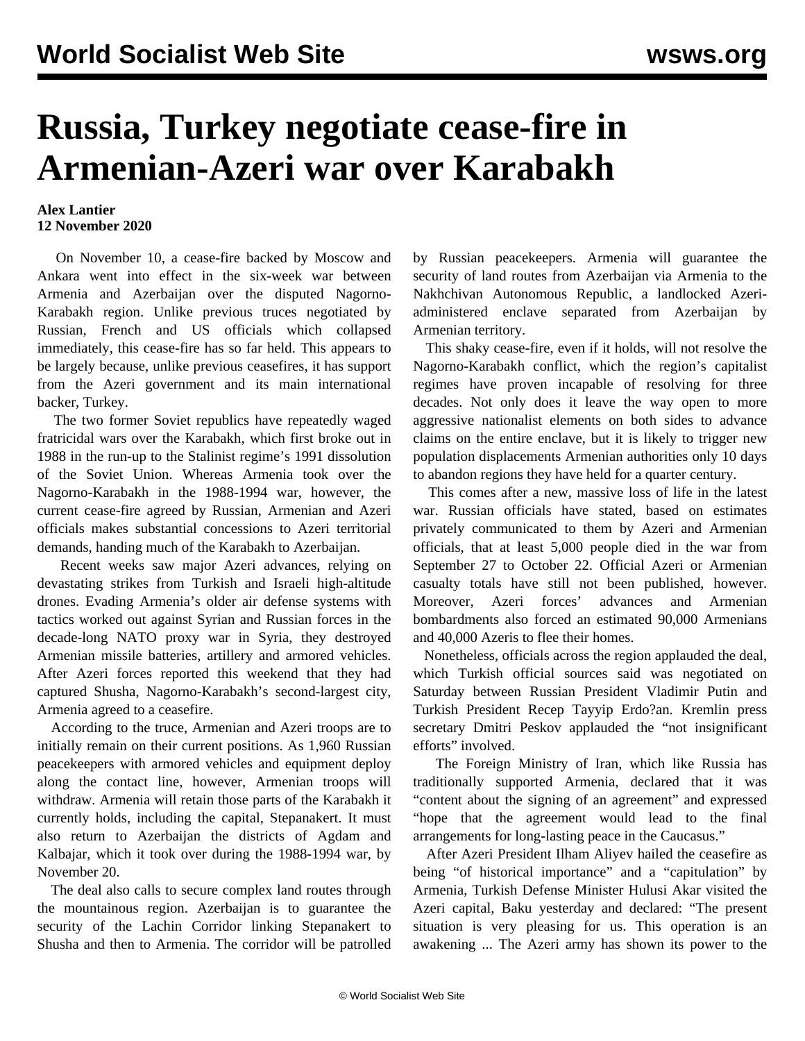# Russia, Turkey negotiate cease-fire in Armenian-Azeri war over Karabakh

**Alex Lantier**
**12 November 2020**

On November 10, a cease-fire backed by Moscow and Ankara went into effect in the six-week war between Armenia and Azerbaijan over the disputed Nagorno-Karabakh region. Unlike previous truces negotiated by Russian, French and US officials which collapsed immediately, this cease-fire has so far held. This appears to be largely because, unlike previous ceasefires, it has support from the Azeri government and its main international backer, Turkey.

The two former Soviet republics have repeatedly waged fratricidal wars over the Karabakh, which first broke out in 1988 in the run-up to the Stalinist regime's 1991 dissolution of the Soviet Union. Whereas Armenia took over the Nagorno-Karabakh in the 1988-1994 war, however, the current cease-fire agreed by Russian, Armenian and Azeri officials makes substantial concessions to Azeri territorial demands, handing much of the Karabakh to Azerbaijan.

Recent weeks saw major Azeri advances, relying on devastating strikes from Turkish and Israeli high-altitude drones. Evading Armenia's older air defense systems with tactics worked out against Syrian and Russian forces in the decade-long NATO proxy war in Syria, they destroyed Armenian missile batteries, artillery and armored vehicles. After Azeri forces reported this weekend that they had captured Shusha, Nagorno-Karabakh's second-largest city, Armenia agreed to a ceasefire.

According to the truce, Armenian and Azeri troops are to initially remain on their current positions. As 1,960 Russian peacekeepers with armored vehicles and equipment deploy along the contact line, however, Armenian troops will withdraw. Armenia will retain those parts of the Karabakh it currently holds, including the capital, Stepanakert. It must also return to Azerbaijan the districts of Agdam and Kalbajar, which it took over during the 1988-1994 war, by November 20.

The deal also calls to secure complex land routes through the mountainous region. Azerbaijan is to guarantee the security of the Lachin Corridor linking Stepanakert to Shusha and then to Armenia. The corridor will be patrolled by Russian peacekeepers. Armenia will guarantee the security of land routes from Azerbaijan via Armenia to the Nakhchivan Autonomous Republic, a landlocked Azeri-administered enclave separated from Azerbaijan by Armenian territory.

This shaky cease-fire, even if it holds, will not resolve the Nagorno-Karabakh conflict, which the region's capitalist regimes have proven incapable of resolving for three decades. Not only does it leave the way open to more aggressive nationalist elements on both sides to advance claims on the entire enclave, but it is likely to trigger new population displacements Armenian authorities only 10 days to abandon regions they have held for a quarter century.

This comes after a new, massive loss of life in the latest war. Russian officials have stated, based on estimates privately communicated to them by Azeri and Armenian officials, that at least 5,000 people died in the war from September 27 to October 22. Official Azeri or Armenian casualty totals have still not been published, however. Moreover, Azeri forces' advances and Armenian bombardments also forced an estimated 90,000 Armenians and 40,000 Azeris to flee their homes.

Nonetheless, officials across the region applauded the deal, which Turkish official sources said was negotiated on Saturday between Russian President Vladimir Putin and Turkish President Recep Tayyip Erdo?an. Kremlin press secretary Dmitri Peskov applauded the "not insignificant efforts" involved.

The Foreign Ministry of Iran, which like Russia has traditionally supported Armenia, declared that it was "content about the signing of an agreement" and expressed "hope that the agreement would lead to the final arrangements for long-lasting peace in the Caucasus."

After Azeri President Ilham Aliyev hailed the ceasefire as being "of historical importance" and a "capitulation" by Armenia, Turkish Defense Minister Hulusi Akar visited the Azeri capital, Baku yesterday and declared: "The present situation is very pleasing for us. This operation is an awakening ... The Azeri army has shown its power to the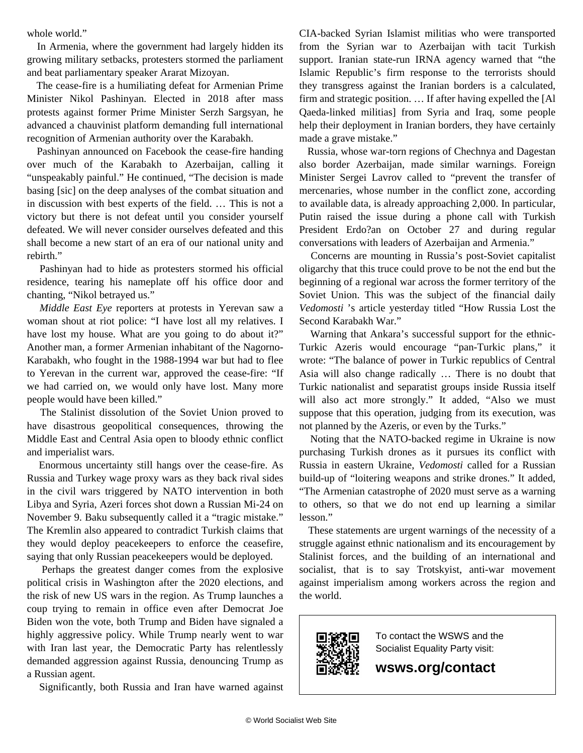whole world."

In Armenia, where the government had largely hidden its growing military setbacks, protesters stormed the parliament and beat parliamentary speaker Ararat Mizoyan.

The cease-fire is a humiliating defeat for Armenian Prime Minister Nikol Pashinyan. Elected in 2018 after mass protests against former Prime Minister Serzh Sargsyan, he advanced a chauvinist platform demanding full international recognition of Armenian authority over the Karabakh.

Pashinyan announced on Facebook the cease-fire handing over much of the Karabakh to Azerbaijan, calling it "unspeakably painful." He continued, "The decision is made basing [sic] on the deep analyses of the combat situation and in discussion with best experts of the field. … This is not a victory but there is not defeat until you consider yourself defeated. We will never consider ourselves defeated and this shall become a new start of an era of our national unity and rebirth."

Pashinyan had to hide as protesters stormed his official residence, tearing his nameplate off his office door and chanting, "Nikol betrayed us."

*Middle East Eye* reporters at protests in Yerevan saw a woman shout at riot police: "I have lost all my relatives. I have lost my house. What are you going to do about it?" Another man, a former Armenian inhabitant of the Nagorno-Karabakh, who fought in the 1988-1994 war but had to flee to Yerevan in the current war, approved the cease-fire: "If we had carried on, we would only have lost. Many more people would have been killed."

The Stalinist dissolution of the Soviet Union proved to have disastrous geopolitical consequences, throwing the Middle East and Central Asia open to bloody ethnic conflict and imperialist wars.

Enormous uncertainty still hangs over the cease-fire. As Russia and Turkey wage proxy wars as they back rival sides in the civil wars triggered by NATO intervention in both Libya and Syria, Azeri forces shot down a Russian Mi-24 on November 9. Baku subsequently called it a "tragic mistake." The Kremlin also appeared to contradict Turkish claims that they would deploy peacekeepers to enforce the ceasefire, saying that only Russian peacekeepers would be deployed.

Perhaps the greatest danger comes from the explosive political crisis in Washington after the 2020 elections, and the risk of new US wars in the region. As Trump launches a coup trying to remain in office even after Democrat Joe Biden won the vote, both Trump and Biden have signaled a highly aggressive policy. While Trump nearly went to war with Iran last year, the Democratic Party has relentlessly demanded aggression against Russia, denouncing Trump as a Russian agent.

Significantly, both Russia and Iran have warned against CIA-backed Syrian Islamist militias who were transported from the Syrian war to Azerbaijan with tacit Turkish support. Iranian state-run IRNA agency warned that "the Islamic Republic's firm response to the terrorists should they transgress against the Iranian borders is a calculated, firm and strategic position. … If after having expelled the [Al Qaeda-linked militias] from Syria and Iraq, some people help their deployment in Iranian borders, they have certainly made a grave mistake."

Russia, whose war-torn regions of Chechnya and Dagestan also border Azerbaijan, made similar warnings. Foreign Minister Sergei Lavrov called to "prevent the transfer of mercenaries, whose number in the conflict zone, according to available data, is already approaching 2,000. In particular, Putin raised the issue during a phone call with Turkish President Erdo?an on October 27 and during regular conversations with leaders of Azerbaijan and Armenia."

Concerns are mounting in Russia's post-Soviet capitalist oligarchy that this truce could prove to be not the end but the beginning of a regional war across the former territory of the Soviet Union. This was the subject of the financial daily *Vedomosti* 's article yesterday titled "How Russia Lost the Second Karabakh War."

Warning that Ankara's successful support for the ethnic-Turkic Azeris would encourage "pan-Turkic plans," it wrote: "The balance of power in Turkic republics of Central Asia will also change radically … There is no doubt that Turkic nationalist and separatist groups inside Russia itself will also act more strongly." It added, "Also we must suppose that this operation, judging from its execution, was not planned by the Azeris, or even by the Turks."

Noting that the NATO-backed regime in Ukraine is now purchasing Turkish drones as it pursues its conflict with Russia in eastern Ukraine, *Vedomosti* called for a Russian build-up of "loitering weapons and strike drones." It added, "The Armenian catastrophe of 2020 must serve as a warning to others, so that we do not end up learning a similar lesson."

These statements are urgent warnings of the necessity of a struggle against ethnic nationalism and its encouragement by Stalinist forces, and the building of an international and socialist, that is to say Trotskyist, anti-war movement against imperialism among workers across the region and the world.

To contact the WSWS and the Socialist Equality Party visit:

**wsws.org/contact**